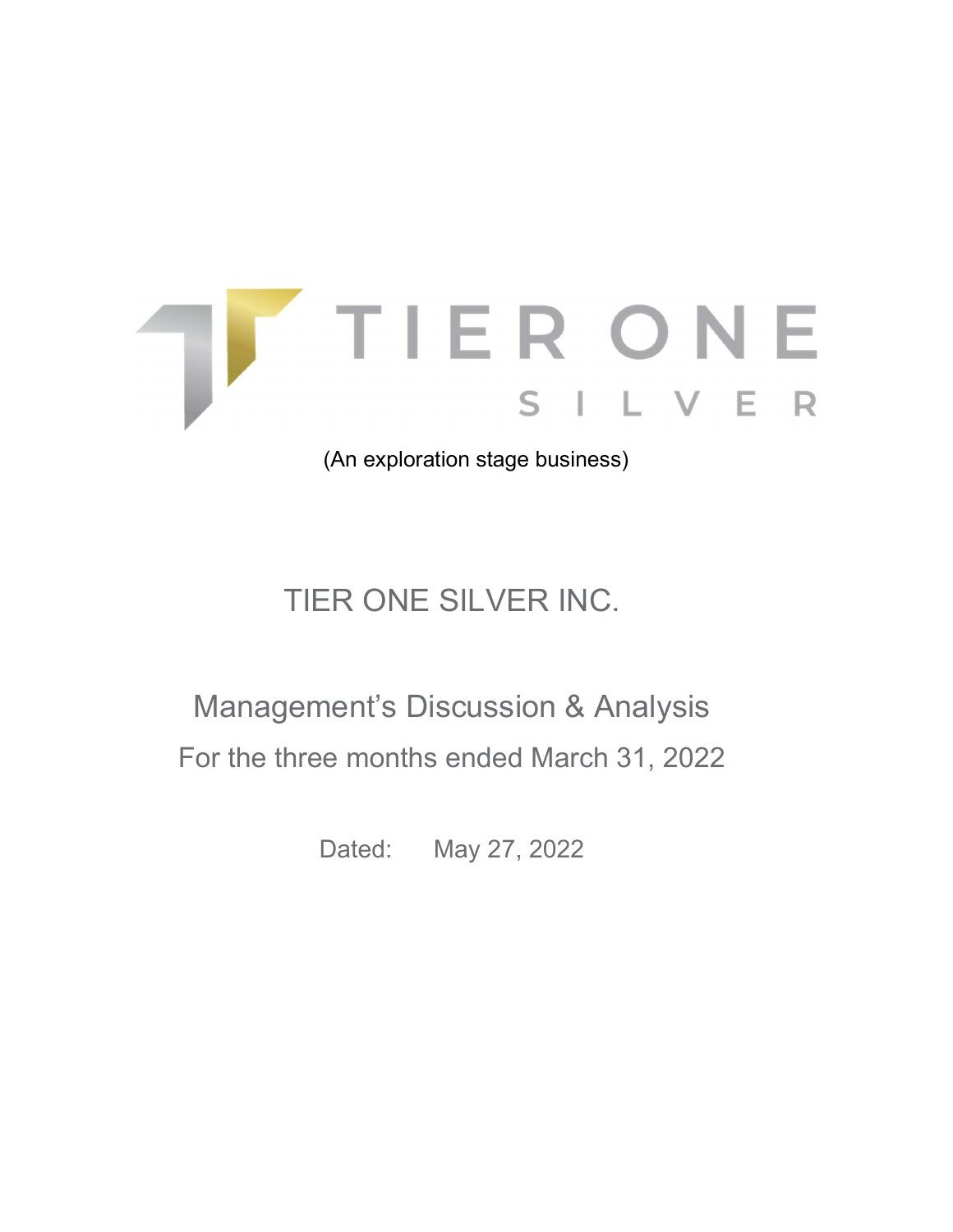TIER ONE

SILVER

(An exploration stage business)

# TIER ONE SILVER INC.

## Management's Discussion & Analysis

For the three months ended March 31, 2022

Dated: May 27, 2022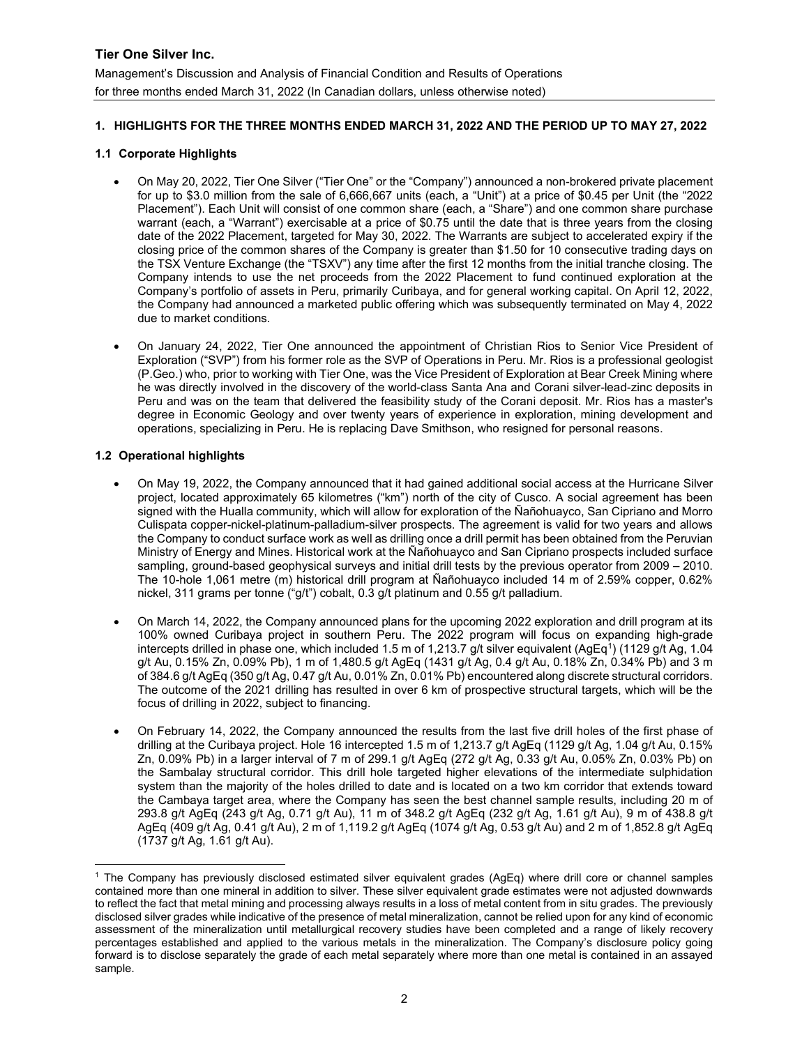## 1. HIGHLIGHTS FOR THE THREE MONTHS ENDED MARCH 31, 2022 AND THE PERIOD UP TO MAY 27, 2022

### 1.1 Corporate Highlights

- On May 20, 2022, Tier One Silver ("Tier One" or the "Company") announced a non-brokered private placement for up to $3.0 million from the sale of 6,666,667 units (each, a "Unit") at a price of $0.45 per Unit (the "2022 Placement"). Each Unit will consist of one common share (each, a "Share") and one common share purchase warrant (each, a "Warrant") exercisable at a price of $0.75 until the date that is three years from the closing date of the 2022 Placement, targeted for May 30, 2022. The Warrants are subject to accelerated expiry if the closing price of the common shares of the Company is greater than $1.50 for 10 consecutive trading days on the TSX Venture Exchange (the "TSXV") any time after the first 12 months from the initial tranche closing. The Company intends to use the net proceeds from the 2022 Placement to fund continued exploration at the Company's portfolio of assets in Peru, primarily Curibaya, and for general working capital. On April 12, 2022, the Company had announced a marketed public offering which was subsequently terminated on May 4, 2022 due to market conditions.
- On January 24, 2022, Tier One announced the appointment of Christian Rios to Senior Vice President of Exploration ("SVP") from his former role as the SVP of Operations in Peru. Mr. Rios is a professional geologist (P.Geo.) who, prior to working with Tier One, was the Vice President of Exploration at Bear Creek Mining where he was directly involved in the discovery of the world-class Santa Ana and Corani silver-lead-zinc deposits in Peru and was on the team that delivered the feasibility study of the Corani deposit. Mr. Rios has a master's degree in Economic Geology and over twenty years of experience in exploration, mining development and operations, specializing in Peru. He is replacing Dave Smithson, who resigned for personal reasons.

### 1.2 Operational highlights

- On May 19, 2022, the Company announced that it had gained additional social access at the Hurricane Silver project, located approximately 65 kilometres ("km") north of the city of Cusco. A social agreement has been signed with the Hualla community, which will allow for exploration of the Ñañohuayco, San Cipriano and Morro Culispata copper-nickel-platinum-palladium-silver prospects. The agreement is valid for two years and allows the Company to conduct surface work as well as drilling once a drill permit has been obtained from the Peruvian Ministry of Energy and Mines. Historical work at the Ñañohuayco and San Cipriano prospects included surface sampling, ground-based geophysical surveys and initial drill tests by the previous operator from 2009 – 2010. The 10-hole 1,061 metre (m) historical drill program at Ñañohuayco included 14 m of 2.59% copper, 0.62% nickel, 311 grams per tonne ("g/t") cobalt, 0.3 g/t platinum and 0.55 g/t palladium.
- On March 14, 2022, the Company announced plans for the upcoming 2022 exploration and drill program at its 100% owned Curibaya project in southern Peru. The 2022 program will focus on expanding high-grade intercepts drilled in phase one, which included 1.5 m of 1,213.7 g/t silver equivalent (AgEq[1]) (1129 g/t Ag, 1.04 g/t Au, 0.15% Zn, 0.09% Pb), 1 m of 1,480.5 g/t AgEq (1431 g/t Ag, 0.4 g/t Au, 0.18% Zn, 0.34% Pb) and 3 m of 384.6 g/t AgEq (350 g/t Ag, 0.47 g/t Au, 0.01% Zn, 0.01% Pb) encountered along discrete structural corridors. The outcome of the 2021 drilling has resulted in over 6 km of prospective structural targets, which will be the focus of drilling in 2022, subject to financing.
- On February 14, 2022, the Company announced the results from the last five drill holes of the first phase of drilling at the Curibaya project. Hole 16 intercepted 1.5 m of 1,213.7 g/t AgEq (1129 g/t Ag, 1.04 g/t Au, 0.15% Zn, 0.09% Pb) in a larger interval of 7 m of 299.1 g/t AgEq (272 g/t Ag, 0.33 g/t Au, 0.05% Zn, 0.03% Pb) on the Sambalay structural corridor. This drill hole targeted higher elevations of the intermediate sulphidation system than the majority of the holes drilled to date and is located on a two km corridor that extends toward the Cambaya target area, where the Company has seen the best channel sample results, including 20 m of 293.8 g/t AgEq (243 g/t Ag, 0.71 g/t Au), 11 m of 348.2 g/t AgEq (232 g/t Ag, 1.61 g/t Au), 9 m of 438.8 g/t AgEq (409 g/t Ag, 0.41 g/t Au), 2 m of 1,119.2 g/t AgEq (1074 g/t Ag, 0.53 g/t Au) and 2 m of 1,852.8 g/t AgEq (1737 g/t Ag, 1.61 g/t Au).

---

[1] The Company has previously disclosed estimated silver equivalent grades (AgEq) where drill core or channel samples contained more than one mineral in addition to silver. These silver equivalent grade estimates were not adjusted downwards to reflect the fact that metal mining and processing always results in a loss of metal content from in situ grades. The previously disclosed silver grades while indicative of the presence of metal mineralization, cannot be relied upon for any kind of economic assessment of the mineralization until metallurgical recovery studies have been completed and a range of likely recovery percentages established and applied to the various metals in the mineralization. The Company's disclosure policy going forward is to disclose separately the grade of each metal separately where more than one metal is contained in an assayed sample.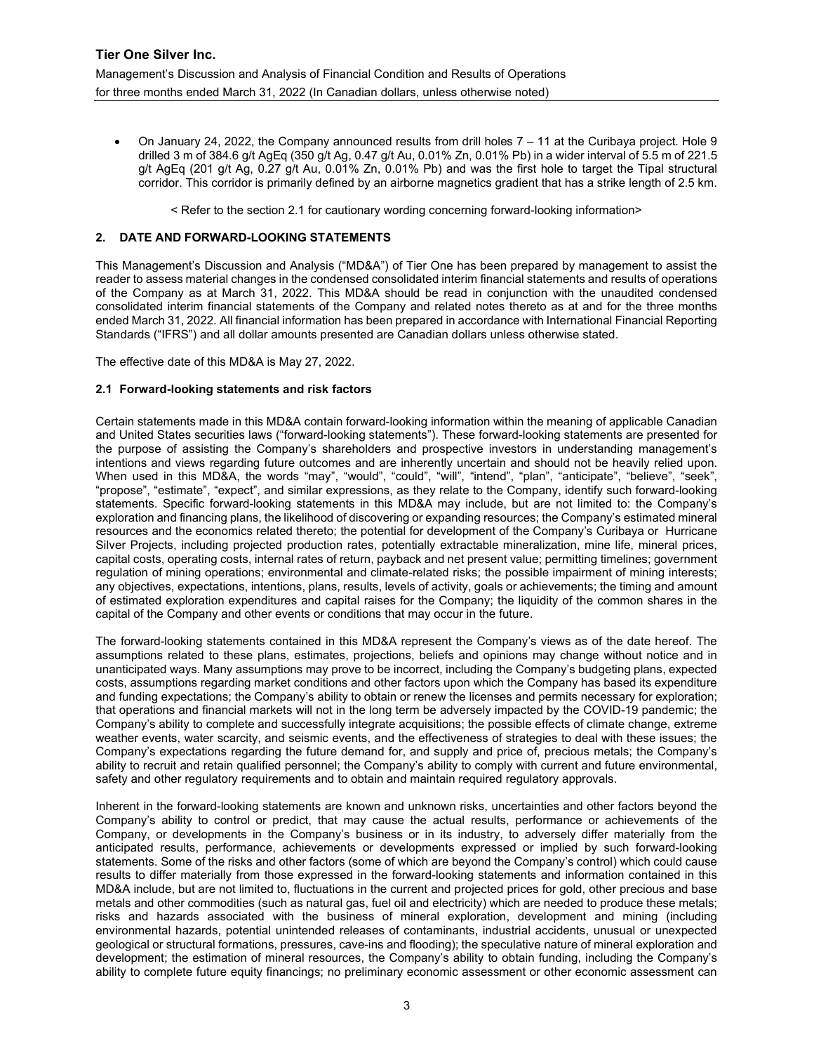- On January 24, 2022, the Company announced results from drill holes 7 – 11 at the Curibaya project. Hole 9 drilled 3 m of 384.6 g/t AgEq (350 g/t Ag, 0.47 g/t Au, 0.01% Zn, 0.01% Pb) in a wider interval of 5.5 m of 221.5 g/t AgEq (201 g/t Ag, 0.27 g/t Au, 0.01% Zn, 0.01% Pb) and was the first hole to target the Tipal structural corridor. This corridor is primarily defined by an airborne magnetics gradient that has a strike length of 2.5 km.

< Refer to the section 2.1 for cautionary wording concerning forward-looking information>

## 2. DATE AND FORWARD-LOOKING STATEMENTS

This Management's Discussion and Analysis ("MD&A") of Tier One has been prepared by management to assist the reader to assess material changes in the condensed consolidated interim financial statements and results of operations of the Company as at March 31, 2022. This MD&A should be read in conjunction with the unaudited condensed consolidated interim financial statements of the Company and related notes thereto as at and for the three months ended March 31, 2022. All financial information has been prepared in accordance with International Financial Reporting Standards ("IFRS") and all dollar amounts presented are Canadian dollars unless otherwise stated.

The effective date of this MD&A is May 27, 2022.

### 2.1 Forward-looking statements and risk factors

Certain statements made in this MD&A contain forward-looking information within the meaning of applicable Canadian and United States securities laws ("forward-looking statements"). These forward-looking statements are presented for the purpose of assisting the Company's shareholders and prospective investors in understanding management's intentions and views regarding future outcomes and are inherently uncertain and should not be heavily relied upon. When used in this MD&A, the words "may", "would", "could", "will", "intend", "plan", "anticipate", "believe", "seek", "propose", "estimate", "expect", and similar expressions, as they relate to the Company, identify such forward-looking statements. Specific forward-looking statements in this MD&A may include, but are not limited to: the Company's exploration and financing plans, the likelihood of discovering or expanding resources; the Company's estimated mineral resources and the economics related thereto; the potential for development of the Company's Curibaya or Hurricane Silver Projects, including projected production rates, potentially extractable mineralization, mine life, mineral prices, capital costs, operating costs, internal rates of return, payback and net present value; permitting timelines; government regulation of mining operations; environmental and climate-related risks; the possible impairment of mining interests; any objectives, expectations, intentions, plans, results, levels of activity, goals or achievements; the timing and amount of estimated exploration expenditures and capital raises for the Company; the liquidity of the common shares in the capital of the Company and other events or conditions that may occur in the future.

The forward-looking statements contained in this MD&A represent the Company's views as of the date hereof. The assumptions related to these plans, estimates, projections, beliefs and opinions may change without notice and in unanticipated ways. Many assumptions may prove to be incorrect, including the Company's budgeting plans, expected costs, assumptions regarding market conditions and other factors upon which the Company has based its expenditure and funding expectations; the Company's ability to obtain or renew the licenses and permits necessary for exploration; that operations and financial markets will not in the long term be adversely impacted by the COVID-19 pandemic; the Company's ability to complete and successfully integrate acquisitions; the possible effects of climate change, extreme weather events, water scarcity, and seismic events, and the effectiveness of strategies to deal with these issues; the Company's expectations regarding the future demand for, and supply and price of, precious metals; the Company's ability to recruit and retain qualified personnel; the Company's ability to comply with current and future environmental, safety and other regulatory requirements and to obtain and maintain required regulatory approvals.

Inherent in the forward-looking statements are known and unknown risks, uncertainties and other factors beyond the Company's ability to control or predict, that may cause the actual results, performance or achievements of the Company, or developments in the Company's business or in its industry, to adversely differ materially from the anticipated results, performance, achievements or developments expressed or implied by such forward-looking statements. Some of the risks and other factors (some of which are beyond the Company's control) which could cause results to differ materially from those expressed in the forward-looking statements and information contained in this MD&A include, but are not limited to, fluctuations in the current and projected prices for gold, other precious and base metals and other commodities (such as natural gas, fuel oil and electricity) which are needed to produce these metals; risks and hazards associated with the business of mineral exploration, development and mining (including environmental hazards, potential unintended releases of contaminants, industrial accidents, unusual or unexpected geological or structural formations, pressures, cave-ins and flooding); the speculative nature of mineral exploration and development; the estimation of mineral resources, the Company's ability to obtain funding, including the Company's ability to complete future equity financings; no preliminary economic assessment or other economic assessment can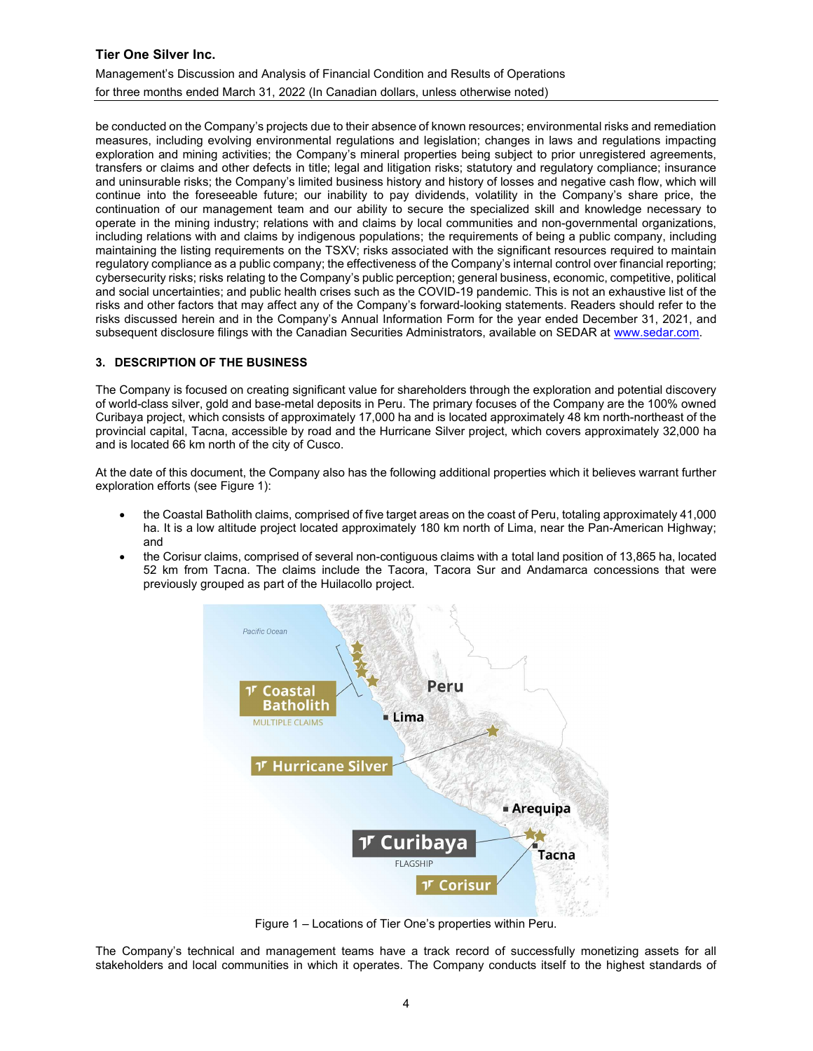be conducted on the Company's projects due to their absence of known resources; environmental risks and remediation measures, including evolving environmental regulations and legislation; changes in laws and regulations impacting exploration and mining activities; the Company's mineral properties being subject to prior unregistered agreements, transfers or claims and other defects in title; legal and litigation risks; statutory and regulatory compliance; insurance and uninsurable risks; the Company's limited business history and history of losses and negative cash flow, which will continue into the foreseeable future; our inability to pay dividends, volatility in the Company's share price, the continuation of our management team and our ability to secure the specialized skill and knowledge necessary to operate in the mining industry; relations with and claims by local communities and non-governmental organizations, including relations with and claims by indigenous populations; the requirements of being a public company, including maintaining the listing requirements on the TSXV; risks associated with the significant resources required to maintain regulatory compliance as a public company; the effectiveness of the Company's internal control over financial reporting; cybersecurity risks; risks relating to the Company's public perception; general business, economic, competitive, political and social uncertainties; and public health crises such as the COVID-19 pandemic. This is not an exhaustive list of the risks and other factors that may affect any of the Company's forward-looking statements. Readers should refer to the risks discussed herein and in the Company's Annual Information Form for the year ended December 31, 2021, and subsequent disclosure filings with the Canadian Securities Administrators, available on SEDAR at www.sedar.com.

## 3. DESCRIPTION OF THE BUSINESS

The Company is focused on creating significant value for shareholders through the exploration and potential discovery of world-class silver, gold and base-metal deposits in Peru. The primary focuses of the Company are the 100% owned Curibaya project, which consists of approximately 17,000 ha and is located approximately 48 km north-northeast of the provincial capital, Tacna, accessible by road and the Hurricane Silver project, which covers approximately 32,000 ha and is located 66 km north of the city of Cusco.

At the date of this document, the Company also has the following additional properties which it believes warrant further exploration efforts (see Figure 1):

- the Coastal Batholith claims, comprised of five target areas on the coast of Peru, totaling approximately 41,000 ha. It is a low altitude project located approximately 180 km north of Lima, near the Pan-American Highway; and
- the Corisur claims, comprised of several non-contiguous claims with a total land position of 13,865 ha, located 52 km from Tacna. The claims include the Tacora, Tacora Sur and Andamarca concessions that were previously grouped as part of the Huilacollo project.

Figure 1 – Locations of Tier One's properties within Peru.

The Company's technical and management teams have a track record of successfully monetizing assets for all stakeholders and local communities in which it operates. The Company conducts itself to the highest standards of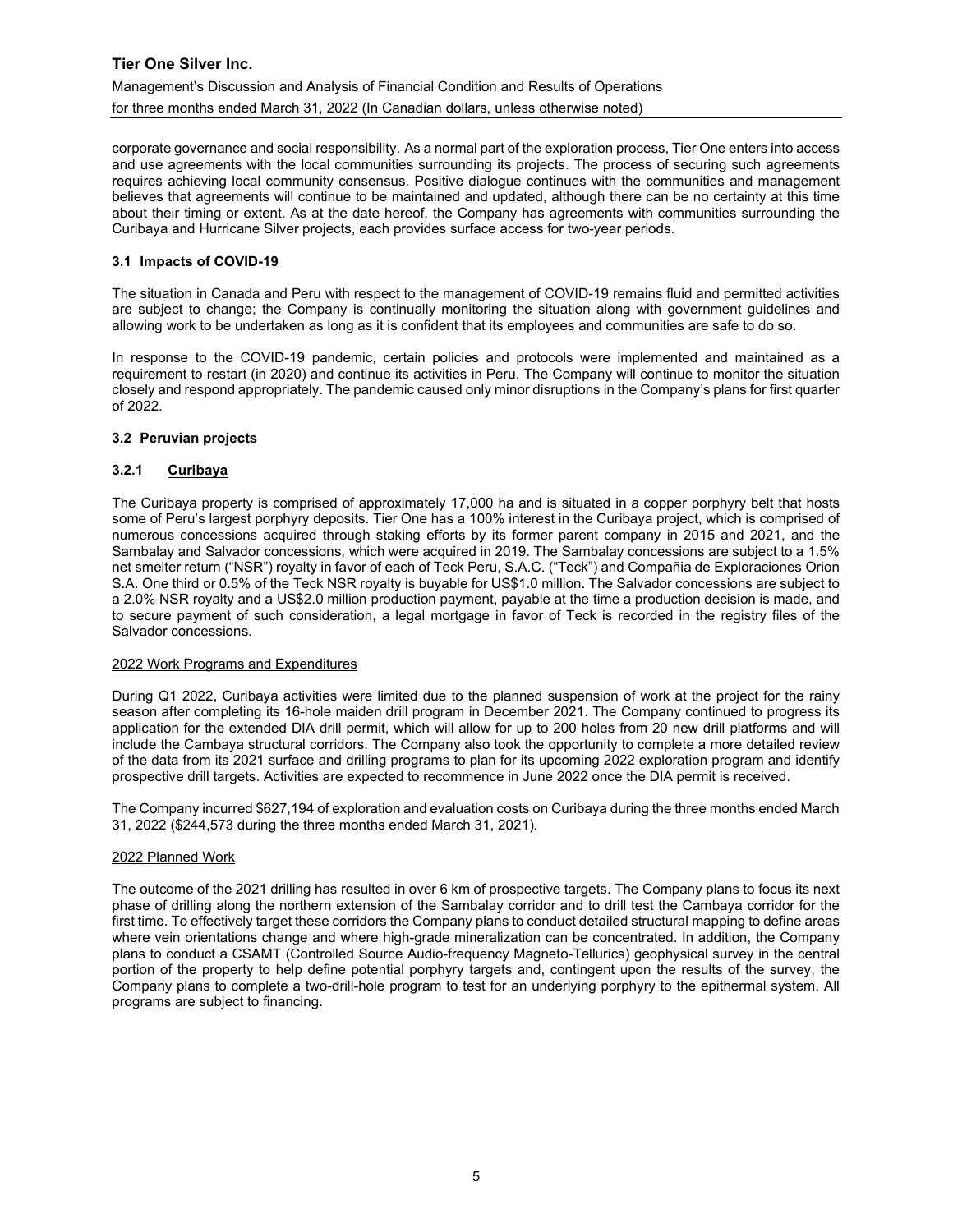corporate governance and social responsibility. As a normal part of the exploration process, Tier One enters into access and use agreements with the local communities surrounding its projects. The process of securing such agreements requires achieving local community consensus. Positive dialogue continues with the communities and management believes that agreements will continue to be maintained and updated, although there can be no certainty at this time about their timing or extent. As at the date hereof, the Company has agreements with communities surrounding the Curibaya and Hurricane Silver projects, each provides surface access for two-year periods.

### 3.1 Impacts of COVID-19

The situation in Canada and Peru with respect to the management of COVID-19 remains fluid and permitted activities are subject to change; the Company is continually monitoring the situation along with government guidelines and allowing work to be undertaken as long as it is confident that its employees and communities are safe to do so.

In response to the COVID-19 pandemic, certain policies and protocols were implemented and maintained as a requirement to restart (in 2020) and continue its activities in Peru. The Company will continue to monitor the situation closely and respond appropriately. The pandemic caused only minor disruptions in the Company's plans for first quarter of 2022.

### 3.2 Peruvian projects

#### 3.2.1 Curibaya

The Curibaya property is comprised of approximately 17,000 ha and is situated in a copper porphyry belt that hosts some of Peru's largest porphyry deposits. Tier One has a 100% interest in the Curibaya project, which is comprised of numerous concessions acquired through staking efforts by its former parent company in 2015 and 2021, and the Sambalay and Salvador concessions, which were acquired in 2019. The Sambalay concessions are subject to a 1.5% net smelter return ("NSR") royalty in favor of each of Teck Peru, S.A.C. ("Teck") and Compañia de Exploraciones Orion S.A. One third or 0.5% of the Teck NSR royalty is buyable for US$1.0 million. The Salvador concessions are subject to a 2.0% NSR royalty and a US$2.0 million production payment, payable at the time a production decision is made, and to secure payment of such consideration, a legal mortgage in favor of Teck is recorded in the registry files of the Salvador concessions.

<u>2022 Work Programs and Expenditures</u>

During Q1 2022, Curibaya activities were limited due to the planned suspension of work at the project for the rainy season after completing its 16-hole maiden drill program in December 2021. The Company continued to progress its application for the extended DIA drill permit, which will allow for up to 200 holes from 20 new drill platforms and will include the Cambaya structural corridors. The Company also took the opportunity to complete a more detailed review of the data from its 2021 surface and drilling programs to plan for its upcoming 2022 exploration program and identify prospective drill targets. Activities are expected to recommence in June 2022 once the DIA permit is received.

The Company incurred $627,194 of exploration and evaluation costs on Curibaya during the three months ended March 31, 2022 ($244,573 during the three months ended March 31, 2021).

<u>2022 Planned Work</u>

The outcome of the 2021 drilling has resulted in over 6 km of prospective targets. The Company plans to focus its next phase of drilling along the northern extension of the Sambalay corridor and to drill test the Cambaya corridor for the first time. To effectively target these corridors the Company plans to conduct detailed structural mapping to define areas where vein orientations change and where high-grade mineralization can be concentrated. In addition, the Company plans to conduct a CSAMT (Controlled Source Audio-frequency Magneto-Tellurics) geophysical survey in the central portion of the property to help define potential porphyry targets and, contingent upon the results of the survey, the Company plans to complete a two-drill-hole program to test for an underlying porphyry to the epithermal system. All programs are subject to financing.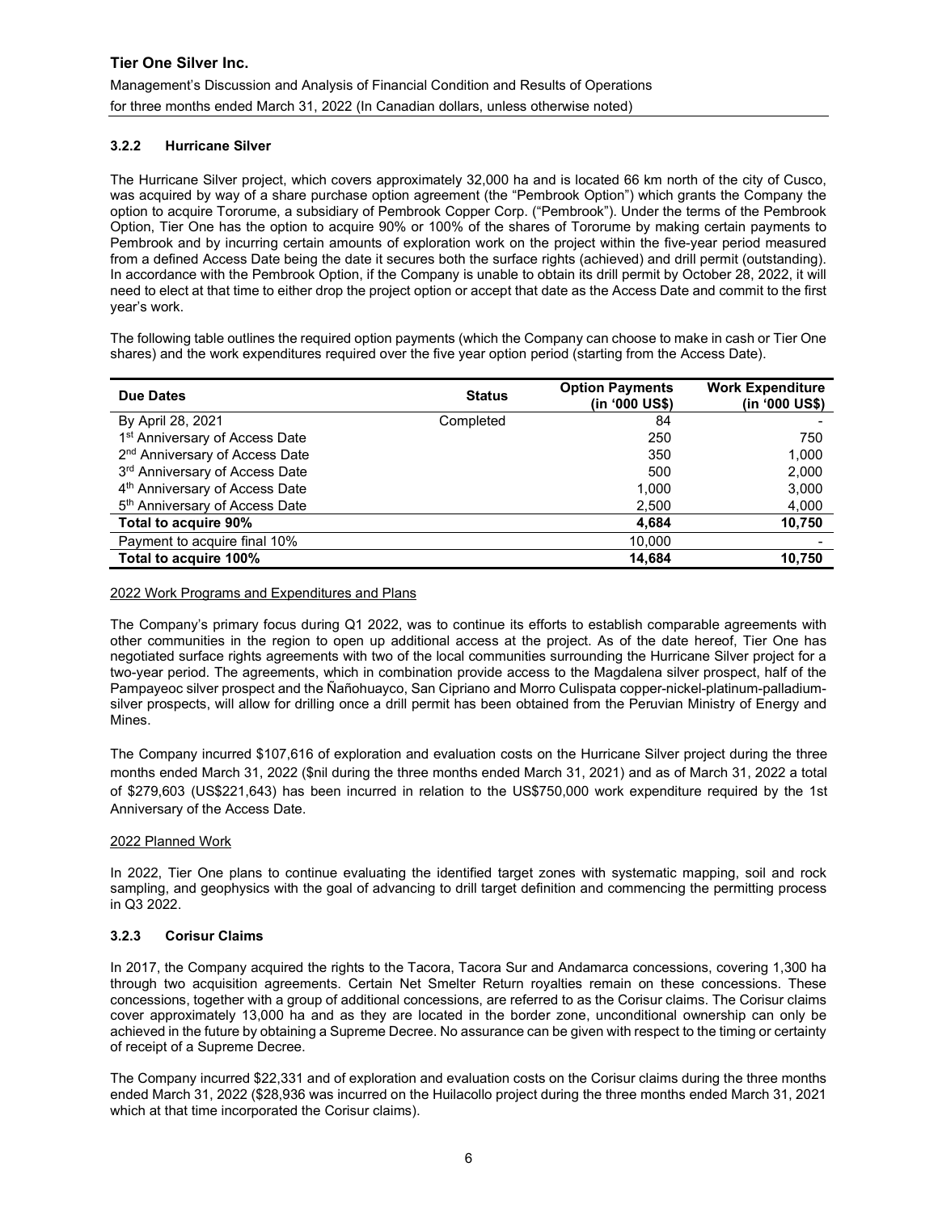### 3.2.2 Hurricane Silver

The Hurricane Silver project, which covers approximately 32,000 ha and is located 66 km north of the city of Cusco, was acquired by way of a share purchase option agreement (the "Pembrook Option") which grants the Company the option to acquire Tororume, a subsidiary of Pembrook Copper Corp. ("Pembrook"). Under the terms of the Pembrook Option, Tier One has the option to acquire 90% or 100% of the shares of Tororume by making certain payments to Pembrook and by incurring certain amounts of exploration work on the project within the five-year period measured from a defined Access Date being the date it secures both the surface rights (achieved) and drill permit (outstanding). In accordance with the Pembrook Option, if the Company is unable to obtain its drill permit by October 28, 2022, it will need to elect at that time to either drop the project option or accept that date as the Access Date and commit to the first year's work.

The following table outlines the required option payments (which the Company can choose to make in cash or Tier One shares) and the work expenditures required over the five year option period (starting from the Access Date).

| Due Dates | Status | Option Payments (in '000 US$) | Work Expenditure (in '000 US$) |
|---|---|---|---|
| By April 28, 2021 | Completed | 84 | - |
| 1st Anniversary of Access Date | | 250 | 750 |
| 2nd Anniversary of Access Date | | 350 | 1,000 |
| 3rd Anniversary of Access Date | | 500 | 2,000 |
| 4th Anniversary of Access Date | | 1,000 | 3,000 |
| 5th Anniversary of Access Date | | 2,500 | 4,000 |
| **Total to acquire 90%** | | **4,684** | **10,750** |
| Payment to acquire final 10% | | 10,000 | - |
| **Total to acquire 100%** | | **14,684** | **10,750** |

2022 Work Programs and Expenditures and Plans

The Company's primary focus during Q1 2022, was to continue its efforts to establish comparable agreements with other communities in the region to open up additional access at the project. As of the date hereof, Tier One has negotiated surface rights agreements with two of the local communities surrounding the Hurricane Silver project for a two-year period. The agreements, which in combination provide access to the Magdalena silver prospect, half of the Pampayeoc silver prospect and the Ñañohuayco, San Cipriano and Morro Culispata copper-nickel-platinum-palladium-silver prospects, will allow for drilling once a drill permit has been obtained from the Peruvian Ministry of Energy and Mines.

The Company incurred $107,616 of exploration and evaluation costs on the Hurricane Silver project during the three months ended March 31, 2022 ($nil during the three months ended March 31, 2021) and as of March 31, 2022 a total of $279,603 (US$221,643) has been incurred in relation to the US$750,000 work expenditure required by the 1st Anniversary of the Access Date.

2022 Planned Work

In 2022, Tier One plans to continue evaluating the identified target zones with systematic mapping, soil and rock sampling, and geophysics with the goal of advancing to drill target definition and commencing the permitting process in Q3 2022.

### 3.2.3 Corisur Claims

In 2017, the Company acquired the rights to the Tacora, Tacora Sur and Andamarca concessions, covering 1,300 ha through two acquisition agreements. Certain Net Smelter Return royalties remain on these concessions. These concessions, together with a group of additional concessions, are referred to as the Corisur claims. The Corisur claims cover approximately 13,000 ha and as they are located in the border zone, unconditional ownership can only be achieved in the future by obtaining a Supreme Decree. No assurance can be given with respect to the timing or certainty of receipt of a Supreme Decree.

The Company incurred $22,331 and of exploration and evaluation costs on the Corisur claims during the three months ended March 31, 2022 ($28,936 was incurred on the Huilacollo project during the three months ended March 31, 2021 which at that time incorporated the Corisur claims).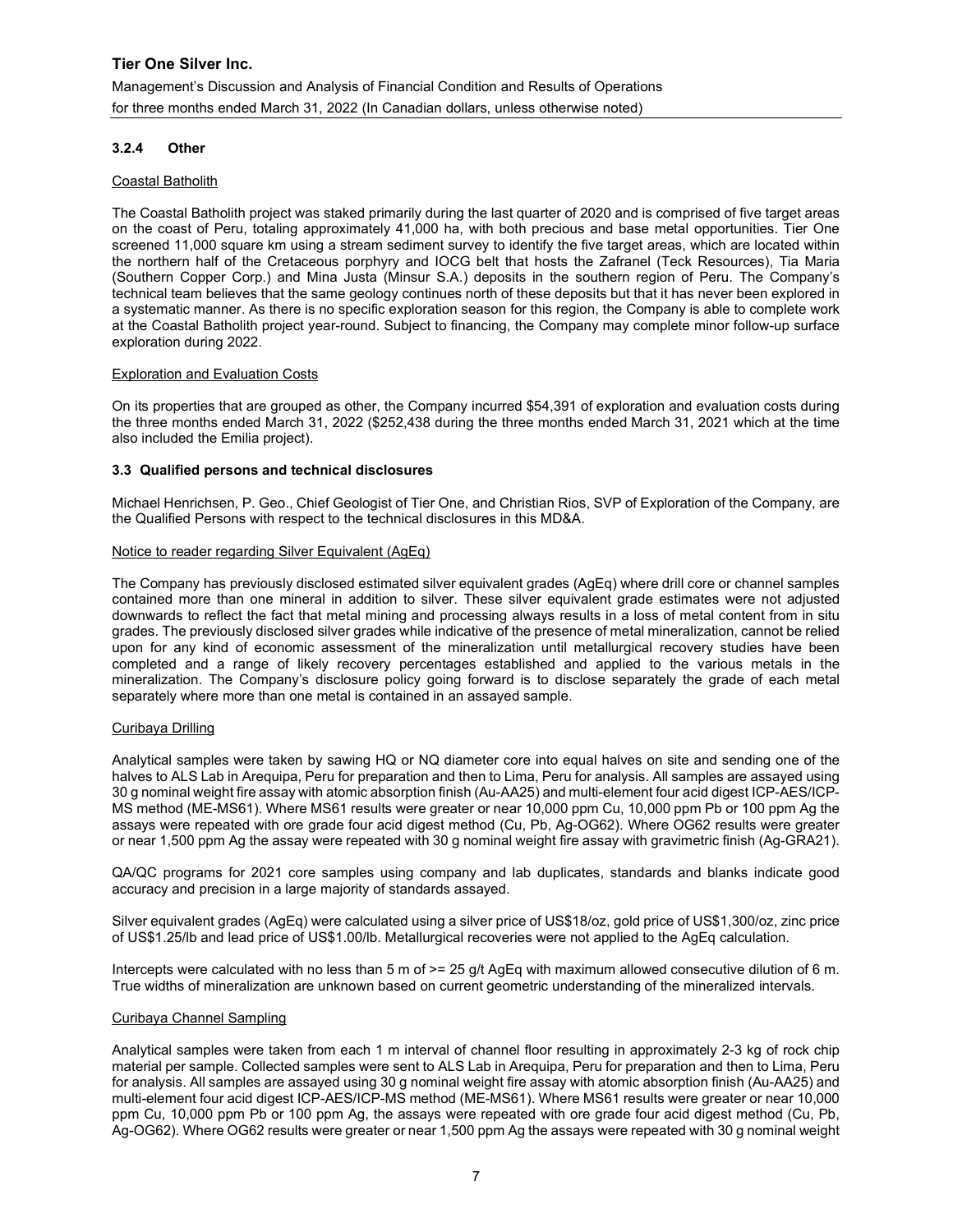### 3.2.4 Other

Coastal Batholith

The Coastal Batholith project was staked primarily during the last quarter of 2020 and is comprised of five target areas on the coast of Peru, totaling approximately 41,000 ha, with both precious and base metal opportunities. Tier One screened 11,000 square km using a stream sediment survey to identify the five target areas, which are located within the northern half of the Cretaceous porphyry and IOCG belt that hosts the Zafranel (Teck Resources), Tia Maria (Southern Copper Corp.) and Mina Justa (Minsur S.A.) deposits in the southern region of Peru. The Company's technical team believes that the same geology continues north of these deposits but that it has never been explored in a systematic manner. As there is no specific exploration season for this region, the Company is able to complete work at the Coastal Batholith project year-round. Subject to financing, the Company may complete minor follow-up surface exploration during 2022.

Exploration and Evaluation Costs

On its properties that are grouped as other, the Company incurred $54,391 of exploration and evaluation costs during the three months ended March 31, 2022 ($252,438 during the three months ended March 31, 2021 which at the time also included the Emilia project).

### 3.3 Qualified persons and technical disclosures

Michael Henrichsen, P. Geo., Chief Geologist of Tier One, and Christian Rios, SVP of Exploration of the Company, are the Qualified Persons with respect to the technical disclosures in this MD&A.

Notice to reader regarding Silver Equivalent (AgEq)

The Company has previously disclosed estimated silver equivalent grades (AgEq) where drill core or channel samples contained more than one mineral in addition to silver. These silver equivalent grade estimates were not adjusted downwards to reflect the fact that metal mining and processing always results in a loss of metal content from in situ grades. The previously disclosed silver grades while indicative of the presence of metal mineralization, cannot be relied upon for any kind of economic assessment of the mineralization until metallurgical recovery studies have been completed and a range of likely recovery percentages established and applied to the various metals in the mineralization. The Company's disclosure policy going forward is to disclose separately the grade of each metal separately where more than one metal is contained in an assayed sample.

Curibaya Drilling

Analytical samples were taken by sawing HQ or NQ diameter core into equal halves on site and sending one of the halves to ALS Lab in Arequipa, Peru for preparation and then to Lima, Peru for analysis. All samples are assayed using 30 g nominal weight fire assay with atomic absorption finish (Au-AA25) and multi-element four acid digest ICP-AES/ICP-MS method (ME-MS61). Where MS61 results were greater or near 10,000 ppm Cu, 10,000 ppm Pb or 100 ppm Ag the assays were repeated with ore grade four acid digest method (Cu, Pb, Ag-OG62). Where OG62 results were greater or near 1,500 ppm Ag the assay were repeated with 30 g nominal weight fire assay with gravimetric finish (Ag-GRA21).

QA/QC programs for 2021 core samples using company and lab duplicates, standards and blanks indicate good accuracy and precision in a large majority of standards assayed.

Silver equivalent grades (AgEq) were calculated using a silver price of US$18/oz, gold price of US$1,300/oz, zinc price of US$1.25/lb and lead price of US$1.00/lb. Metallurgical recoveries were not applied to the AgEq calculation.

Intercepts were calculated with no less than 5 m of >= 25 g/t AgEq with maximum allowed consecutive dilution of 6 m. True widths of mineralization are unknown based on current geometric understanding of the mineralized intervals.

Curibaya Channel Sampling

Analytical samples were taken from each 1 m interval of channel floor resulting in approximately 2-3 kg of rock chip material per sample. Collected samples were sent to ALS Lab in Arequipa, Peru for preparation and then to Lima, Peru for analysis. All samples are assayed using 30 g nominal weight fire assay with atomic absorption finish (Au-AA25) and multi-element four acid digest ICP-AES/ICP-MS method (ME-MS61). Where MS61 results were greater or near 10,000 ppm Cu, 10,000 ppm Pb or 100 ppm Ag, the assays were repeated with ore grade four acid digest method (Cu, Pb, Ag-OG62). Where OG62 results were greater or near 1,500 ppm Ag the assays were repeated with 30 g nominal weight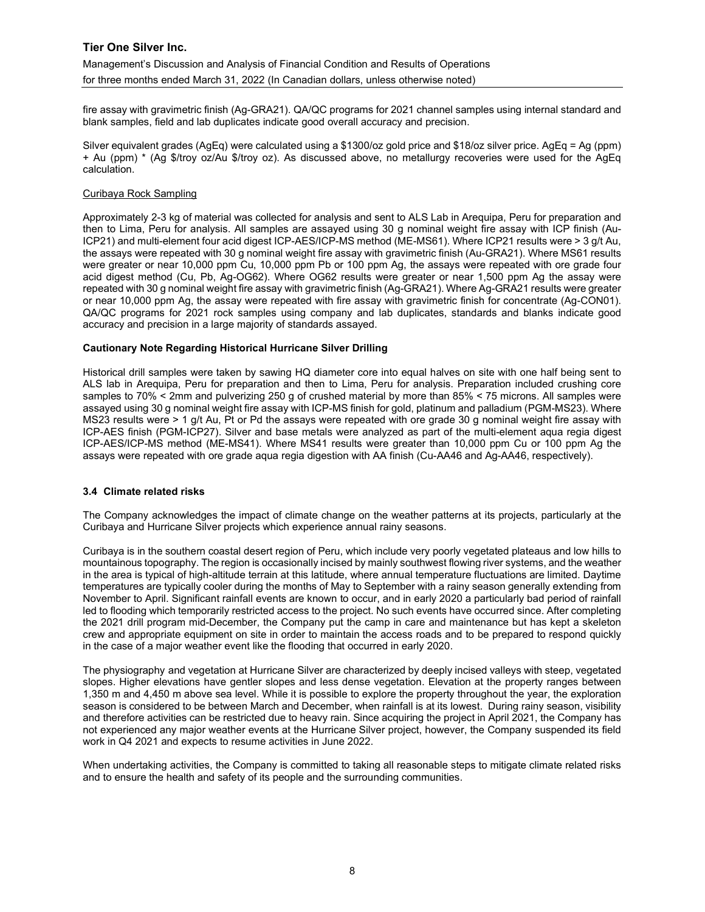fire assay with gravimetric finish (Ag-GRA21). QA/QC programs for 2021 channel samples using internal standard and blank samples, field and lab duplicates indicate good overall accuracy and precision.

Silver equivalent grades (AgEq) were calculated using a \$1300/oz gold price and \$18/oz silver price. AgEq = Ag (ppm) + Au (ppm) * (Ag \$/troy oz/Au \$/troy oz). As discussed above, no metallurgy recoveries were used for the AgEq calculation.

Curibaya Rock Sampling

Approximately 2-3 kg of material was collected for analysis and sent to ALS Lab in Arequipa, Peru for preparation and then to Lima, Peru for analysis. All samples are assayed using 30 g nominal weight fire assay with ICP finish (Au-ICP21) and multi-element four acid digest ICP-AES/ICP-MS method (ME-MS61). Where ICP21 results were > 3 g/t Au, the assays were repeated with 30 g nominal weight fire assay with gravimetric finish (Au-GRA21). Where MS61 results were greater or near 10,000 ppm Cu, 10,000 ppm Pb or 100 ppm Ag, the assays were repeated with ore grade four acid digest method (Cu, Pb, Ag-OG62). Where OG62 results were greater or near 1,500 ppm Ag the assay were repeated with 30 g nominal weight fire assay with gravimetric finish (Ag-GRA21). Where Ag-GRA21 results were greater or near 10,000 ppm Ag, the assay were repeated with fire assay with gravimetric finish for concentrate (Ag-CON01). QA/QC programs for 2021 rock samples using company and lab duplicates, standards and blanks indicate good accuracy and precision in a large majority of standards assayed.

**Cautionary Note Regarding Historical Hurricane Silver Drilling**

Historical drill samples were taken by sawing HQ diameter core into equal halves on site with one half being sent to ALS lab in Arequipa, Peru for preparation and then to Lima, Peru for analysis. Preparation included crushing core samples to 70% < 2mm and pulverizing 250 g of crushed material by more than 85% < 75 microns. All samples were assayed using 30 g nominal weight fire assay with ICP-MS finish for gold, platinum and palladium (PGM-MS23). Where MS23 results were > 1 g/t Au, Pt or Pd the assays were repeated with ore grade 30 g nominal weight fire assay with ICP-AES finish (PGM-ICP27). Silver and base metals were analyzed as part of the multi-element aqua regia digest ICP-AES/ICP-MS method (ME-MS41). Where MS41 results were greater than 10,000 ppm Cu or 100 ppm Ag the assays were repeated with ore grade aqua regia digestion with AA finish (Cu-AA46 and Ag-AA46, respectively).

### 3.4 Climate related risks

The Company acknowledges the impact of climate change on the weather patterns at its projects, particularly at the Curibaya and Hurricane Silver projects which experience annual rainy seasons.

Curibaya is in the southern coastal desert region of Peru, which include very poorly vegetated plateaus and low hills to mountainous topography. The region is occasionally incised by mainly southwest flowing river systems, and the weather in the area is typical of high-altitude terrain at this latitude, where annual temperature fluctuations are limited. Daytime temperatures are typically cooler during the months of May to September with a rainy season generally extending from November to April. Significant rainfall events are known to occur, and in early 2020 a particularly bad period of rainfall led to flooding which temporarily restricted access to the project. No such events have occurred since. After completing the 2021 drill program mid-December, the Company put the camp in care and maintenance but has kept a skeleton crew and appropriate equipment on site in order to maintain the access roads and to be prepared to respond quickly in the case of a major weather event like the flooding that occurred in early 2020.

The physiography and vegetation at Hurricane Silver are characterized by deeply incised valleys with steep, vegetated slopes. Higher elevations have gentler slopes and less dense vegetation. Elevation at the property ranges between 1,350 m and 4,450 m above sea level. While it is possible to explore the property throughout the year, the exploration season is considered to be between March and December, when rainfall is at its lowest. During rainy season, visibility and therefore activities can be restricted due to heavy rain. Since acquiring the project in April 2021, the Company has not experienced any major weather events at the Hurricane Silver project, however, the Company suspended its field work in Q4 2021 and expects to resume activities in June 2022.

When undertaking activities, the Company is committed to taking all reasonable steps to mitigate climate related risks and to ensure the health and safety of its people and the surrounding communities.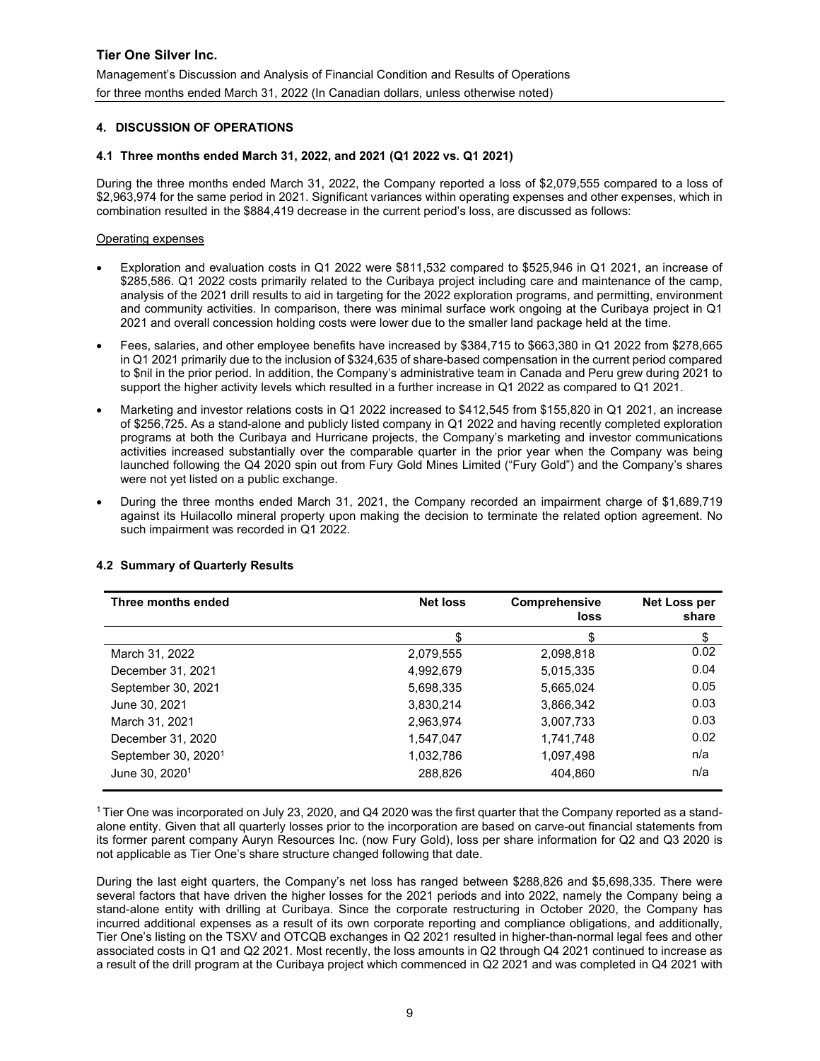## 4. DISCUSSION OF OPERATIONS

### 4.1 Three months ended March 31, 2022, and 2021 (Q1 2022 vs. Q1 2021)

During the three months ended March 31, 2022, the Company reported a loss of $2,079,555 compared to a loss of $2,963,974 for the same period in 2021. Significant variances within operating expenses and other expenses, which in combination resulted in the $884,419 decrease in the current period's loss, are discussed as follows:

Operating expenses

- Exploration and evaluation costs in Q1 2022 were $811,532 compared to $525,946 in Q1 2021, an increase of $285,586. Q1 2022 costs primarily related to the Curibaya project including care and maintenance of the camp, analysis of the 2021 drill results to aid in targeting for the 2022 exploration programs, and permitting, environment and community activities. In comparison, there was minimal surface work ongoing at the Curibaya project in Q1 2021 and overall concession holding costs were lower due to the smaller land package held at the time.
- Fees, salaries, and other employee benefits have increased by $384,715 to $663,380 in Q1 2022 from $278,665 in Q1 2021 primarily due to the inclusion of $324,635 of share-based compensation in the current period compared to $nil in the prior period. In addition, the Company's administrative team in Canada and Peru grew during 2021 to support the higher activity levels which resulted in a further increase in Q1 2022 as compared to Q1 2021.
- Marketing and investor relations costs in Q1 2022 increased to $412,545 from $155,820 in Q1 2021, an increase of $256,725. As a stand-alone and publicly listed company in Q1 2022 and having recently completed exploration programs at both the Curibaya and Hurricane projects, the Company's marketing and investor communications activities increased substantially over the comparable quarter in the prior year when the Company was being launched following the Q4 2020 spin out from Fury Gold Mines Limited ("Fury Gold") and the Company's shares were not yet listed on a public exchange.
- During the three months ended March 31, 2021, the Company recorded an impairment charge of $1,689,719 against its Huilacollo mineral property upon making the decision to terminate the related option agreement. No such impairment was recorded in Q1 2022.

### 4.2 Summary of Quarterly Results

| Three months ended | Net loss | Comprehensive loss | Net Loss per share |
|---|---|---|---|
| | $ | $ | $ |
| March 31, 2022 | 2,079,555 | 2,098,818 | 0.02 |
| December 31, 2021 | 4,992,679 | 5,015,335 | 0.04 |
| September 30, 2021 | 5,698,335 | 5,665,024 | 0.05 |
| June 30, 2021 | 3,830,214 | 3,866,342 | 0.03 |
| March 31, 2021 | 2,963,974 | 3,007,733 | 0.03 |
| December 31, 2020 | 1,547,047 | 1,741,748 | 0.02 |
| September 30, 2020[1] | 1,032,786 | 1,097,498 | n/a |
| June 30, 2020[1] | 288,826 | 404,860 | n/a |

[1] Tier One was incorporated on July 23, 2020, and Q4 2020 was the first quarter that the Company reported as a stand-alone entity. Given that all quarterly losses prior to the incorporation are based on carve-out financial statements from its former parent company Auryn Resources Inc. (now Fury Gold), loss per share information for Q2 and Q3 2020 is not applicable as Tier One's share structure changed following that date.

During the last eight quarters, the Company's net loss has ranged between $288,826 and $5,698,335. There were several factors that have driven the higher losses for the 2021 periods and into 2022, namely the Company being a stand-alone entity with drilling at Curibaya. Since the corporate restructuring in October 2020, the Company has incurred additional expenses as a result of its own corporate reporting and compliance obligations, and additionally, Tier One's listing on the TSXV and OTCQB exchanges in Q2 2021 resulted in higher-than-normal legal fees and other associated costs in Q1 and Q2 2021. Most recently, the loss amounts in Q2 through Q4 2021 continued to increase as a result of the drill program at the Curibaya project which commenced in Q2 2021 and was completed in Q4 2021 with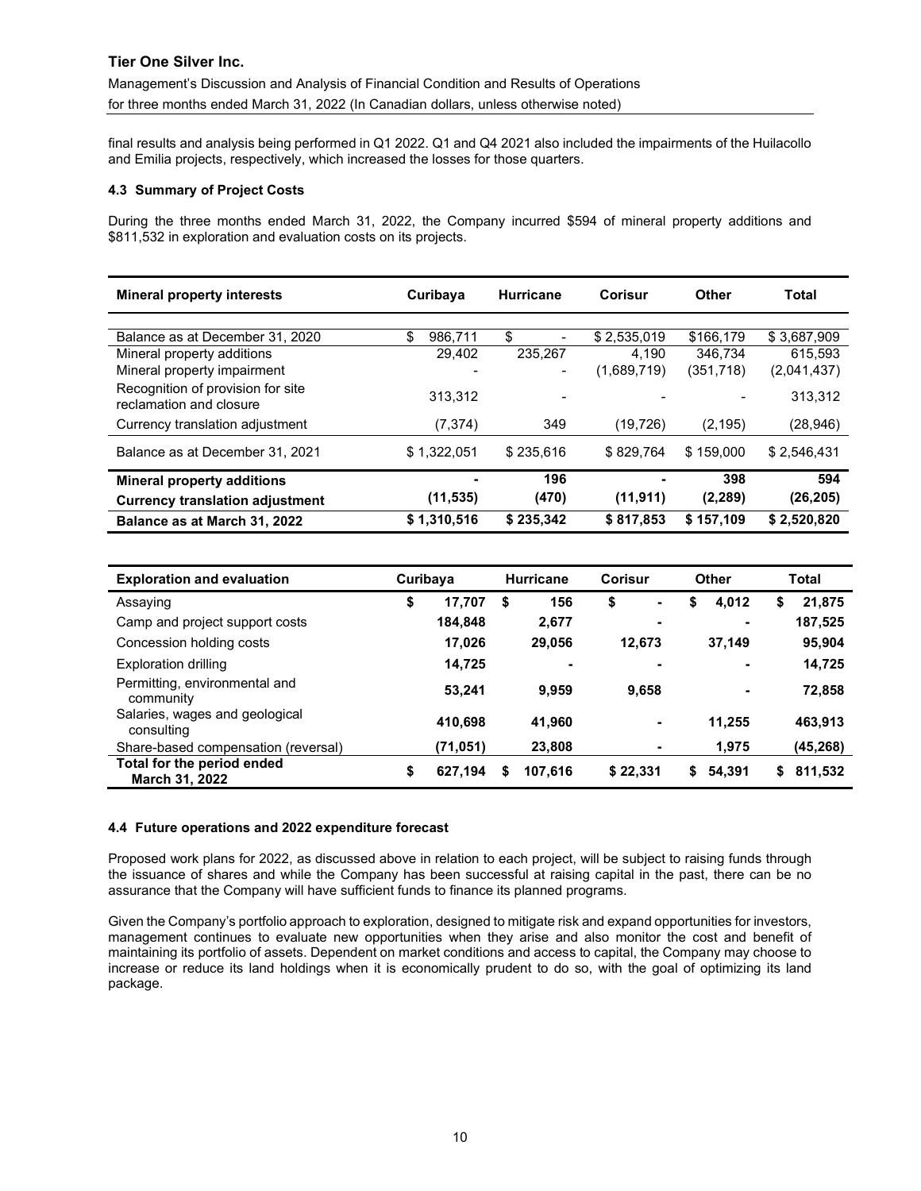final results and analysis being performed in Q1 2022. Q1 and Q4 2021 also included the impairments of the Huilacollo and Emilia projects, respectively, which increased the losses for those quarters.

### 4.3 Summary of Project Costs

During the three months ended March 31, 2022, the Company incurred $594 of mineral property additions and $811,532 in exploration and evaluation costs on its projects.

| Mineral property interests | Curibaya | Hurricane | Corisur | Other | Total |
|---|---|---|---|---|---|
| Balance as at December 31, 2020 | $ 986,711 | $ - | $ 2,535,019 | $166,179 | $ 3,687,909 |
| Mineral property additions | 29,402 | 235,267 | 4,190 | 346,734 | 615,593 |
| Mineral property impairment | - | - | (1,689,719) | (351,718) | (2,041,437) |
| Recognition of provision for site reclamation and closure | 313,312 | - | - | - | 313,312 |
| Currency translation adjustment | (7,374) | 349 | (19,726) | (2,195) | (28,946) |
| Balance as at December 31, 2021 | $ 1,322,051 | $ 235,616 | $ 829,764 | $ 159,000 | $ 2,546,431 |
| **Mineral property additions** | **-** | **196** | **-** | **398** | **594** |
| **Currency translation adjustment** | **(11,535)** | **(470)** | **(11,911)** | **(2,289)** | **(26,205)** |
| **Balance as at March 31, 2022** | **$ 1,310,516** | **$ 235,342** | **$ 817,853** | **$ 157,109** | **$ 2,520,820** |

| Exploration and evaluation | Curibaya | Hurricane | Corisur | Other | Total |
|---|---|---|---|---|---|
| Assaying | **$ 17,707** | **$ 156** | **$ -** | **$ 4,012** | **$ 21,875** |
| Camp and project support costs | **184,848** | **2,677** | **-** | **-** | **187,525** |
| Concession holding costs | **17,026** | **29,056** | **12,673** | **37,149** | **95,904** |
| Exploration drilling | **14,725** | **-** | **-** | **-** | **14,725** |
| Permitting, environmental and community | **53,241** | **9,959** | **9,658** | **-** | **72,858** |
| Salaries, wages and geological consulting | **410,698** | **41,960** | **-** | **11,255** | **463,913** |
| Share-based compensation (reversal) | **(71,051)** | **23,808** | **-** | **1,975** | **(45,268)** |
| **Total for the period ended March 31, 2022** | **$ 627,194** | **$ 107,616** | **$ 22,331** | **$ 54,391** | **$ 811,532** |

### 4.4 Future operations and 2022 expenditure forecast

Proposed work plans for 2022, as discussed above in relation to each project, will be subject to raising funds through the issuance of shares and while the Company has been successful at raising capital in the past, there can be no assurance that the Company will have sufficient funds to finance its planned programs.

Given the Company's portfolio approach to exploration, designed to mitigate risk and expand opportunities for investors, management continues to evaluate new opportunities when they arise and also monitor the cost and benefit of maintaining its portfolio of assets. Dependent on market conditions and access to capital, the Company may choose to increase or reduce its land holdings when it is economically prudent to do so, with the goal of optimizing its land package.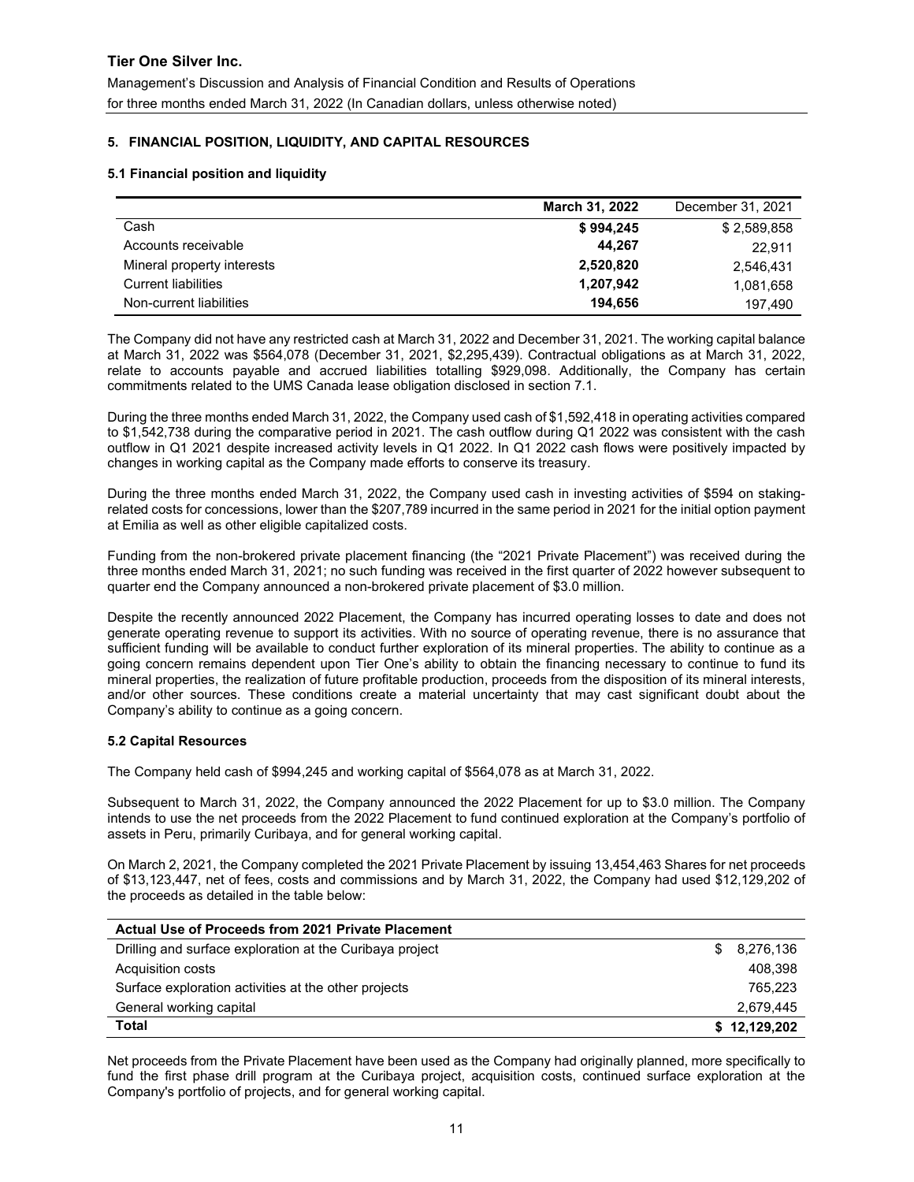## 5. FINANCIAL POSITION, LIQUIDITY, AND CAPITAL RESOURCES

### 5.1 Financial position and liquidity

| | **March 31, 2022** | December 31, 2021 |
|---|---|---|
| Cash | **$ 994,245** | $ 2,589,858 |
| Accounts receivable | **44,267** | 22,911 |
| Mineral property interests | **2,520,820** | 2,546,431 |
| Current liabilities | **1,207,942** | 1,081,658 |
| Non-current liabilities | **194,656** | 197,490 |

The Company did not have any restricted cash at March 31, 2022 and December 31, 2021. The working capital balance at March 31, 2022 was $564,078 (December 31, 2021, $2,295,439). Contractual obligations as at March 31, 2022, relate to accounts payable and accrued liabilities totalling $929,098. Additionally, the Company has certain commitments related to the UMS Canada lease obligation disclosed in section 7.1.

During the three months ended March 31, 2022, the Company used cash of $1,592,418 in operating activities compared to $1,542,738 during the comparative period in 2021. The cash outflow during Q1 2022 was consistent with the cash outflow in Q1 2021 despite increased activity levels in Q1 2022. In Q1 2022 cash flows were positively impacted by changes in working capital as the Company made efforts to conserve its treasury.

During the three months ended March 31, 2022, the Company used cash in investing activities of $594 on staking-related costs for concessions, lower than the $207,789 incurred in the same period in 2021 for the initial option payment at Emilia as well as other eligible capitalized costs.

Funding from the non-brokered private placement financing (the "2021 Private Placement") was received during the three months ended March 31, 2021; no such funding was received in the first quarter of 2022 however subsequent to quarter end the Company announced a non-brokered private placement of $3.0 million.

Despite the recently announced 2022 Placement, the Company has incurred operating losses to date and does not generate operating revenue to support its activities. With no source of operating revenue, there is no assurance that sufficient funding will be available to conduct further exploration of its mineral properties. The ability to continue as a going concern remains dependent upon Tier One's ability to obtain the financing necessary to continue to fund its mineral properties, the realization of future profitable production, proceeds from the disposition of its mineral interests, and/or other sources. These conditions create a material uncertainty that may cast significant doubt about the Company's ability to continue as a going concern.

### 5.2 Capital Resources

The Company held cash of $994,245 and working capital of $564,078 as at March 31, 2022.

Subsequent to March 31, 2022, the Company announced the 2022 Placement for up to $3.0 million. The Company intends to use the net proceeds from the 2022 Placement to fund continued exploration at the Company's portfolio of assets in Peru, primarily Curibaya, and for general working capital.

On March 2, 2021, the Company completed the 2021 Private Placement by issuing 13,454,463 Shares for net proceeds of $13,123,447, net of fees, costs and commissions and by March 31, 2022, the Company had used $12,129,202 of the proceeds as detailed in the table below:

| **Actual Use of Proceeds from 2021 Private Placement** | |
|---|---|
| Drilling and surface exploration at the Curibaya project | $ 8,276,136 |
| Acquisition costs | 408,398 |
| Surface exploration activities at the other projects | 765,223 |
| General working capital | 2,679,445 |
| **Total** | **$ 12,129,202** |

Net proceeds from the Private Placement have been used as the Company had originally planned, more specifically to fund the first phase drill program at the Curibaya project, acquisition costs, continued surface exploration at the Company's portfolio of projects, and for general working capital.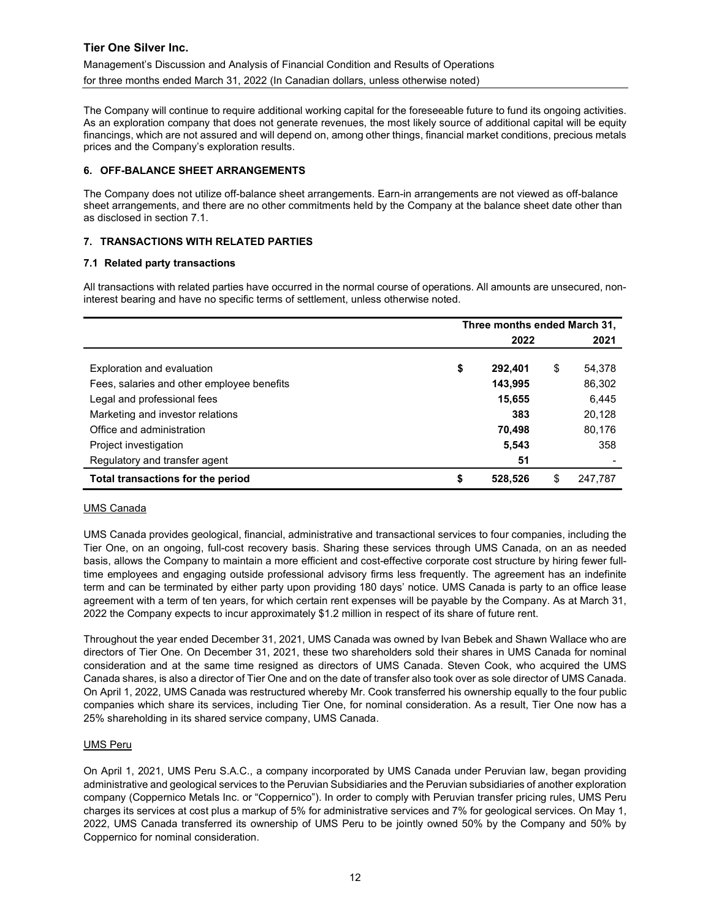The Company will continue to require additional working capital for the foreseeable future to fund its ongoing activities. As an exploration company that does not generate revenues, the most likely source of additional capital will be equity financings, which are not assured and will depend on, among other things, financial market conditions, precious metals prices and the Company's exploration results.

## 6. OFF-BALANCE SHEET ARRANGEMENTS

The Company does not utilize off-balance sheet arrangements. Earn-in arrangements are not viewed as off-balance sheet arrangements, and there are no other commitments held by the Company at the balance sheet date other than as disclosed in section 7.1.

## 7. TRANSACTIONS WITH RELATED PARTIES

### 7.1 Related party transactions

All transactions with related parties have occurred in the normal course of operations. All amounts are unsecured, non-interest bearing and have no specific terms of settlement, unless otherwise noted.

| | Three months ended March 31, | |
|---|---|---|
| | **2022** | 2021 |
| Exploration and evaluation | **$ 292,401** | $ 54,378 |
| Fees, salaries and other employee benefits | **143,995** | 86,302 |
| Legal and professional fees | **15,655** | 6,445 |
| Marketing and investor relations | **383** | 20,128 |
| Office and administration | **70,498** | 80,176 |
| Project investigation | **5,543** | 358 |
| Regulatory and transfer agent | **51** | - |
| **Total transactions for the period** | **$ 528,526** | $ 247,787 |

UMS Canada

UMS Canada provides geological, financial, administrative and transactional services to four companies, including the Tier One, on an ongoing, full-cost recovery basis. Sharing these services through UMS Canada, on an as needed basis, allows the Company to maintain a more efficient and cost-effective corporate cost structure by hiring fewer full-time employees and engaging outside professional advisory firms less frequently. The agreement has an indefinite term and can be terminated by either party upon providing 180 days' notice. UMS Canada is party to an office lease agreement with a term of ten years, for which certain rent expenses will be payable by the Company. As at March 31, 2022 the Company expects to incur approximately $1.2 million in respect of its share of future rent.

Throughout the year ended December 31, 2021, UMS Canada was owned by Ivan Bebek and Shawn Wallace who are directors of Tier One. On December 31, 2021, these two shareholders sold their shares in UMS Canada for nominal consideration and at the same time resigned as directors of UMS Canada. Steven Cook, who acquired the UMS Canada shares, is also a director of Tier One and on the date of transfer also took over as sole director of UMS Canada. On April 1, 2022, UMS Canada was restructured whereby Mr. Cook transferred his ownership equally to the four public companies which share its services, including Tier One, for nominal consideration. As a result, Tier One now has a 25% shareholding in its shared service company, UMS Canada.

UMS Peru

On April 1, 2021, UMS Peru S.A.C., a company incorporated by UMS Canada under Peruvian law, began providing administrative and geological services to the Peruvian Subsidiaries and the Peruvian subsidiaries of another exploration company (Coppernico Metals Inc. or "Coppernico"). In order to comply with Peruvian transfer pricing rules, UMS Peru charges its services at cost plus a markup of 5% for administrative services and 7% for geological services. On May 1, 2022, UMS Canada transferred its ownership of UMS Peru to be jointly owned 50% by the Company and 50% by Coppernico for nominal consideration.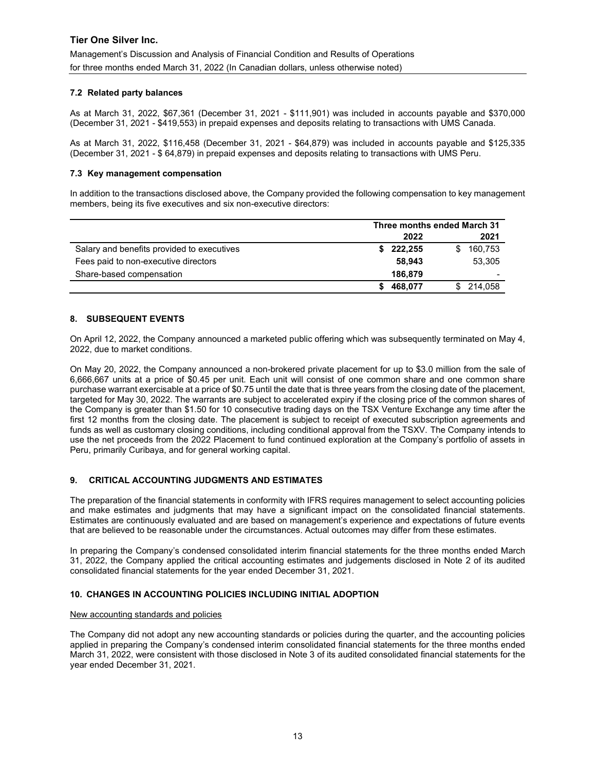### 7.2 Related party balances

As at March 31, 2022, $67,361 (December 31, 2021 - $111,901) was included in accounts payable and $370,000 (December 31, 2021 - $419,553) in prepaid expenses and deposits relating to transactions with UMS Canada.

As at March 31, 2022, $116,458 (December 31, 2021 - $64,879) was included in accounts payable and $125,335 (December 31, 2021 - $ 64,879) in prepaid expenses and deposits relating to transactions with UMS Peru.

### 7.3 Key management compensation

In addition to the transactions disclosed above, the Company provided the following compensation to key management members, being its five executives and six non-executive directors:

| | Three months ended March 31 | |
|---|---|---|
| | **2022** | **2021** |
| Salary and benefits provided to executives | **$ 222,255** | $ 160,753 |
| Fees paid to non-executive directors | **58,943** | 53,305 |
| Share-based compensation | **186,879** | - |
| | **$ 468,077** | $ 214,058 |

## 8. SUBSEQUENT EVENTS

On April 12, 2022, the Company announced a marketed public offering which was subsequently terminated on May 4, 2022, due to market conditions.

On May 20, 2022, the Company announced a non-brokered private placement for up to $3.0 million from the sale of 6,666,667 units at a price of $0.45 per unit. Each unit will consist of one common share and one common share purchase warrant exercisable at a price of $0.75 until the date that is three years from the closing date of the placement, targeted for May 30, 2022. The warrants are subject to accelerated expiry if the closing price of the common shares of the Company is greater than $1.50 for 10 consecutive trading days on the TSX Venture Exchange any time after the first 12 months from the closing date. The placement is subject to receipt of executed subscription agreements and funds as well as customary closing conditions, including conditional approval from the TSXV. The Company intends to use the net proceeds from the 2022 Placement to fund continued exploration at the Company's portfolio of assets in Peru, primarily Curibaya, and for general working capital.

## 9. CRITICAL ACCOUNTING JUDGMENTS AND ESTIMATES

The preparation of the financial statements in conformity with IFRS requires management to select accounting policies and make estimates and judgments that may have a significant impact on the consolidated financial statements. Estimates are continuously evaluated and are based on management's experience and expectations of future events that are believed to be reasonable under the circumstances. Actual outcomes may differ from these estimates.

In preparing the Company's condensed consolidated interim financial statements for the three months ended March 31, 2022, the Company applied the critical accounting estimates and judgements disclosed in Note 2 of its audited consolidated financial statements for the year ended December 31, 2021.

## 10. CHANGES IN ACCOUNTING POLICIES INCLUDING INITIAL ADOPTION

New accounting standards and policies

The Company did not adopt any new accounting standards or policies during the quarter, and the accounting policies applied in preparing the Company's condensed interim consolidated financial statements for the three months ended March 31, 2022, were consistent with those disclosed in Note 3 of its audited consolidated financial statements for the year ended December 31, 2021.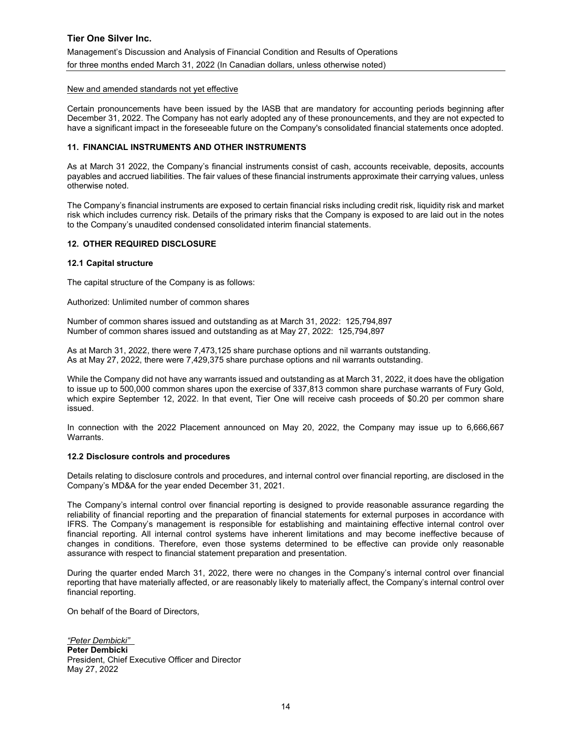New and amended standards not yet effective

Certain pronouncements have been issued by the IASB that are mandatory for accounting periods beginning after December 31, 2022. The Company has not early adopted any of these pronouncements, and they are not expected to have a significant impact in the foreseeable future on the Company's consolidated financial statements once adopted.

## 11. FINANCIAL INSTRUMENTS AND OTHER INSTRUMENTS

As at March 31 2022, the Company's financial instruments consist of cash, accounts receivable, deposits, accounts payables and accrued liabilities. The fair values of these financial instruments approximate their carrying values, unless otherwise noted.

The Company's financial instruments are exposed to certain financial risks including credit risk, liquidity risk and market risk which includes currency risk. Details of the primary risks that the Company is exposed to are laid out in the notes to the Company's unaudited condensed consolidated interim financial statements.

## 12. OTHER REQUIRED DISCLOSURE

### 12.1 Capital structure

The capital structure of the Company is as follows:

Authorized: Unlimited number of common shares

Number of common shares issued and outstanding as at March 31, 2022: 125,794,897
Number of common shares issued and outstanding as at May 27, 2022: 125,794,897

As at March 31, 2022, there were 7,473,125 share purchase options and nil warrants outstanding.
As at May 27, 2022, there were 7,429,375 share purchase options and nil warrants outstanding.

While the Company did not have any warrants issued and outstanding as at March 31, 2022, it does have the obligation to issue up to 500,000 common shares upon the exercise of 337,813 common share purchase warrants of Fury Gold, which expire September 12, 2022. In that event, Tier One will receive cash proceeds of $0.20 per common share issued.

In connection with the 2022 Placement announced on May 20, 2022, the Company may issue up to 6,666,667 Warrants.

### 12.2 Disclosure controls and procedures

Details relating to disclosure controls and procedures, and internal control over financial reporting, are disclosed in the Company's MD&A for the year ended December 31, 2021.

The Company's internal control over financial reporting is designed to provide reasonable assurance regarding the reliability of financial reporting and the preparation of financial statements for external purposes in accordance with IFRS. The Company's management is responsible for establishing and maintaining effective internal control over financial reporting. All internal control systems have inherent limitations and may become ineffective because of changes in conditions. Therefore, even those systems determined to be effective can provide only reasonable assurance with respect to financial statement preparation and presentation.

During the quarter ended March 31, 2022, there were no changes in the Company's internal control over financial reporting that have materially affected, or are reasonably likely to materially affect, the Company's internal control over financial reporting.

On behalf of the Board of Directors,

*"Peter Dembicki"*
**Peter Dembicki**
President, Chief Executive Officer and Director
May 27, 2022